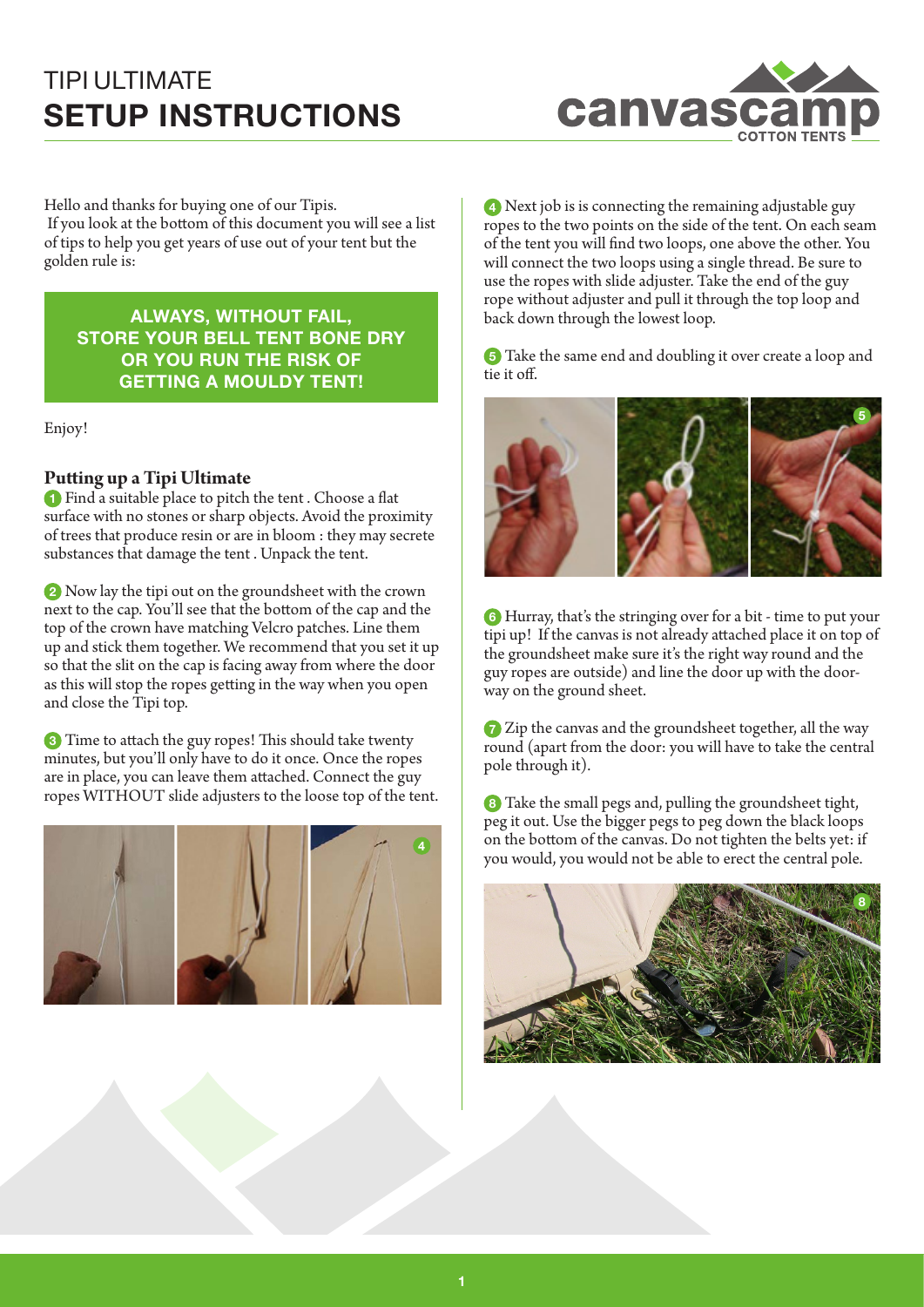# TIPI ULTIMATE
# SETUP INSTRUCTIONS

Hello and thanks for buying one of our Tipis.
If you look at the bottom of this document you will see a list of tips to help you get years of use out of your tent but the golden rule is:

**ALWAYS, WITHOUT FAIL, STORE YOUR BELL TENT BONE DRY OR YOU RUN THE RISK OF GETTING A MOULDY TENT!**

Enjoy!

## Putting up a Tipi Ultimate

1. Find a suitable place to pitch the tent . Choose a flat surface with no stones or sharp objects. Avoid the proximity of trees that produce resin or are in bloom : they may secrete substances that damage the tent . Unpack the tent.

2. Now lay the tipi out on the groundsheet with the crown next to the cap. You'll see that the bottom of the cap and the top of the crown have matching Velcro patches. Line them up and stick them together. We recommend that you set it up so that the slit on the cap is facing away from where the door as this will stop the ropes getting in the way when you open and close the Tipi top.

3. Time to attach the guy ropes! This should take twenty minutes, but you'll only have to do it once. Once the ropes are in place, you can leave them attached. Connect the guy ropes WITHOUT slide adjusters to the loose top of the tent.

4. Next job is is connecting the remaining adjustable guy ropes to the two points on the side of the tent. On each seam of the tent you will find two loops, one above the other. You will connect the two loops using a single thread. Be sure to use the ropes with slide adjuster. Take the end of the guy rope without adjuster and pull it through the top loop and back down through the lowest loop.

5. Take the same end and doubling it over create a loop and tie it off.

6. Hurray, that's the stringing over for a bit - time to put your tipi up! If the canvas is not already attached place it on top of the groundsheet make sure it's the right way round and the guy ropes are outside) and line the door up with the door-way on the ground sheet.

7. Zip the canvas and the groundsheet together, all the way round (apart from the door: you will have to take the central pole through it).

8. Take the small pegs and, pulling the groundsheet tight, peg it out. Use the bigger pegs to peg down the black loops on the bottom of the canvas. Do not tighten the belts yet: if you would, you would not be able to erect the central pole.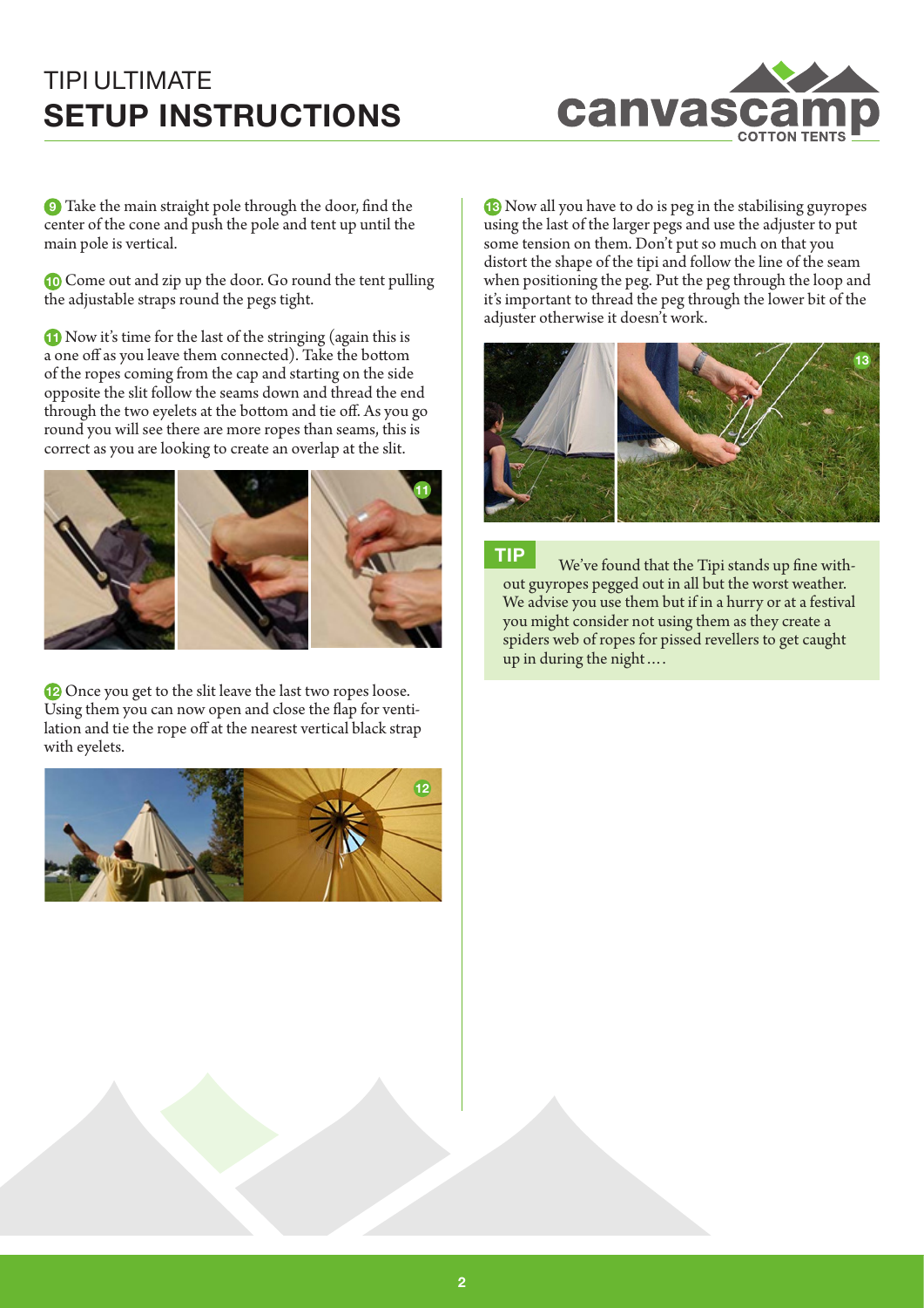# TIPI ULTIMATE
## SETUP INSTRUCTIONS

9 Take the main straight pole through the door, find the center of the cone and push the pole and tent up until the main pole is vertical.

10 Come out and zip up the door. Go round the tent pulling the adjustable straps round the pegs tight.

11 Now it's time for the last of the stringing (again this is a one off as you leave them connected). Take the bottom of the ropes coming from the cap and starting on the side opposite the slit follow the seams down and thread the end through the two eyelets at the bottom and tie off. As you go round you will see there are more ropes than seams, this is correct as you are looking to create an overlap at the slit.

12 Once you get to the slit leave the last two ropes loose. Using them you can now open and close the flap for ventilation and tie the rope off at the nearest vertical black strap with eyelets.

13 Now all you have to do is peg in the stabilising guyropes using the last of the larger pegs and use the adjuster to put some tension on them. Don't put so much on that you distort the shape of the tipi and follow the line of the seam when positioning the peg. Put the peg through the loop and it's important to thread the peg through the lower bit of the adjuster otherwise it doesn't work.

**TIP**

We've found that the Tipi stands up fine without guyropes pegged out in all but the worst weather. We advise you use them but if in a hurry or at a festival you might consider not using them as they create a spiders web of ropes for pissed revellers to get caught up in during the night….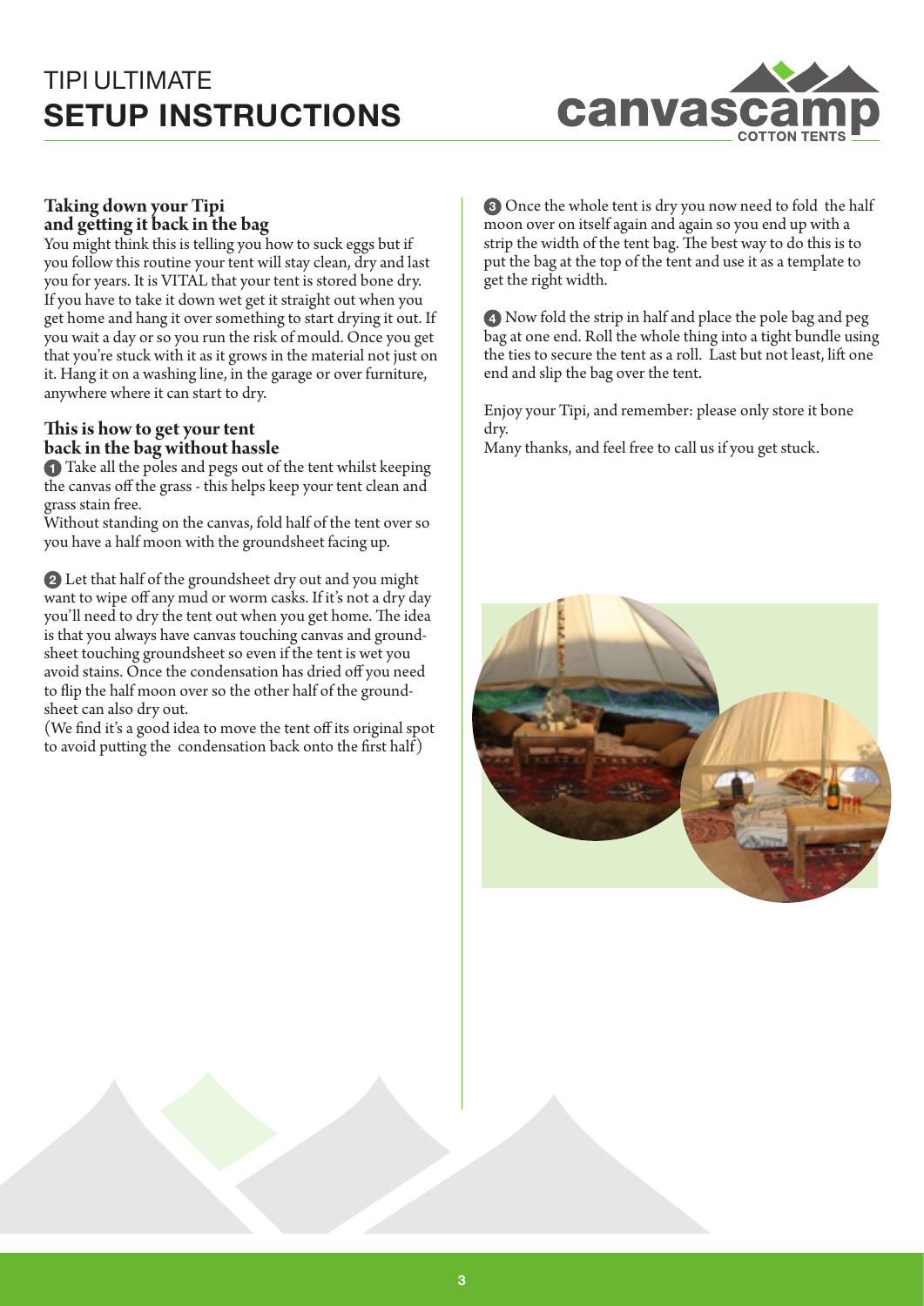# TIPI ULTIMATE
# SETUP INSTRUCTIONS

## Taking down your Tipi and getting it back in the bag

You might think this is telling you how to suck eggs but if you follow this routine your tent will stay clean, dry and last you for years. It is VITAL that your tent is stored bone dry. If you have to take it down wet get it straight out when you get home and hang it over something to start drying it out. If you wait a day or so you run the risk of mould. Once you get that you're stuck with it as it grows in the material not just on it. Hang it on a washing line, in the garage or over furniture, anywhere where it can start to dry.

## This is how to get your tent back in the bag without hassle

1. Take all the poles and pegs out of the tent whilst keeping the canvas off the grass - this helps keep your tent clean and grass stain free.
Without standing on the canvas, fold half of the tent over so you have a half moon with the groundsheet facing up.

2. Let that half of the groundsheet dry out and you might want to wipe off any mud or worm casks. If it's not a dry day you'll need to dry the tent out when you get home. The idea is that you always have canvas touching canvas and groundsheet touching groundsheet so even if the tent is wet you avoid stains. Once the condensation has dried off you need to flip the half moon over so the other half of the groundsheet can also dry out.
(We find it's a good idea to move the tent off its original spot to avoid putting the condensation back onto the first half)

3. Once the whole tent is dry you now need to fold the half moon over on itself again and again so you end up with a strip the width of the tent bag. The best way to do this is to put the bag at the top of the tent and use it as a template to get the right width.

4. Now fold the strip in half and place the pole bag and peg bag at one end. Roll the whole thing into a tight bundle using the ties to secure the tent as a roll. Last but not least, lift one end and slip the bag over the tent.

Enjoy your Tipi, and remember: please only store it bone dry.
Many thanks, and feel free to call us if you get stuck.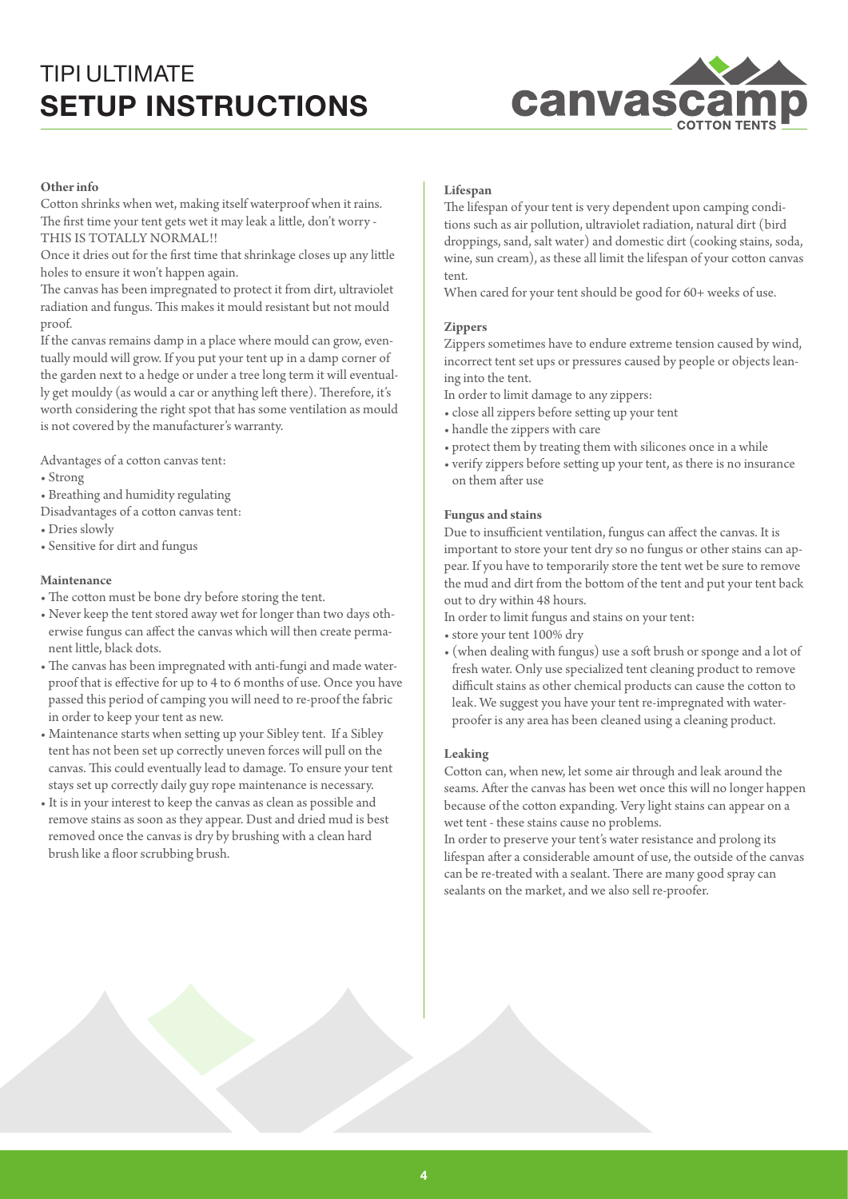// TIPI ULTIMATE
# SETUP INSTRUCTIONS

### Other info

Cotton shrinks when wet, making itself waterproof when it rains. The first time your tent gets wet it may leak a little, don't worry - THIS IS TOTALLY NORMAL!!

Once it dries out for the first time that shrinkage closes up any little holes to ensure it won't happen again.

The canvas has been impregnated to protect it from dirt, ultraviolet radiation and fungus. This makes it mould resistant but not mould proof.

If the canvas remains damp in a place where mould can grow, eventually mould will grow. If you put your tent up in a damp corner of the garden next to a hedge or under a tree long term it will eventually get mouldy (as would a car or anything left there). Therefore, it's worth considering the right spot that has some ventilation as mould is not covered by the manufacturer's warranty.

Advantages of a cotton canvas tent:
- Strong
- Breathing and humidity regulating

Disadvantages of a cotton canvas tent:
- Dries slowly
- Sensitive for dirt and fungus

### Maintenance

- The cotton must be bone dry before storing the tent.
- Never keep the tent stored away wet for longer than two days otherwise fungus can affect the canvas which will then create permanent little, black dots.
- The canvas has been impregnated with anti-fungi and made waterproof that is effective for up to 4 to 6 months of use. Once you have passed this period of camping you will need to re-proof the fabric in order to keep your tent as new.
- Maintenance starts when setting up your Sibley tent. If a Sibley tent has not been set up correctly uneven forces will pull on the canvas. This could eventually lead to damage. To ensure your tent stays set up correctly daily guy rope maintenance is necessary.
- It is in your interest to keep the canvas as clean as possible and remove stains as soon as they appear. Dust and dried mud is best removed once the canvas is dry by brushing with a clean hard brush like a floor scrubbing brush.

### Lifespan

The lifespan of your tent is very dependent upon camping conditions such as air pollution, ultraviolet radiation, natural dirt (bird droppings, sand, salt water) and domestic dirt (cooking stains, soda, wine, sun cream), as these all limit the lifespan of your cotton canvas tent.

When cared for your tent should be good for 60+ weeks of use.

### Zippers

Zippers sometimes have to endure extreme tension caused by wind, incorrect tent set ups or pressures caused by people or objects leaning into the tent.

In order to limit damage to any zippers:
- close all zippers before setting up your tent
- handle the zippers with care
- protect them by treating them with silicones once in a while
- verify zippers before setting up your tent, as there is no insurance on them after use

### Fungus and stains

Due to insufficient ventilation, fungus can affect the canvas. It is important to store your tent dry so no fungus or other stains can appear. If you have to temporarily store the tent wet be sure to remove the mud and dirt from the bottom of the tent and put your tent back out to dry within 48 hours.

In order to limit fungus and stains on your tent:
- store your tent 100% dry
- (when dealing with fungus) use a soft brush or sponge and a lot of fresh water. Only use specialized tent cleaning product to remove difficult stains as other chemical products can cause the cotton to leak. We suggest you have your tent re-impregnated with waterproofer is any area has been cleaned using a cleaning product.

### Leaking

Cotton can, when new, let some air through and leak around the seams. After the canvas has been wet once this will no longer happen because of the cotton expanding. Very light stains can appear on a wet tent - these stains cause no problems.

In order to preserve your tent's water resistance and prolong its lifespan after a considerable amount of use, the outside of the canvas can be re-treated with a sealant. There are many good spray can sealants on the market, and we also sell re-proofer.